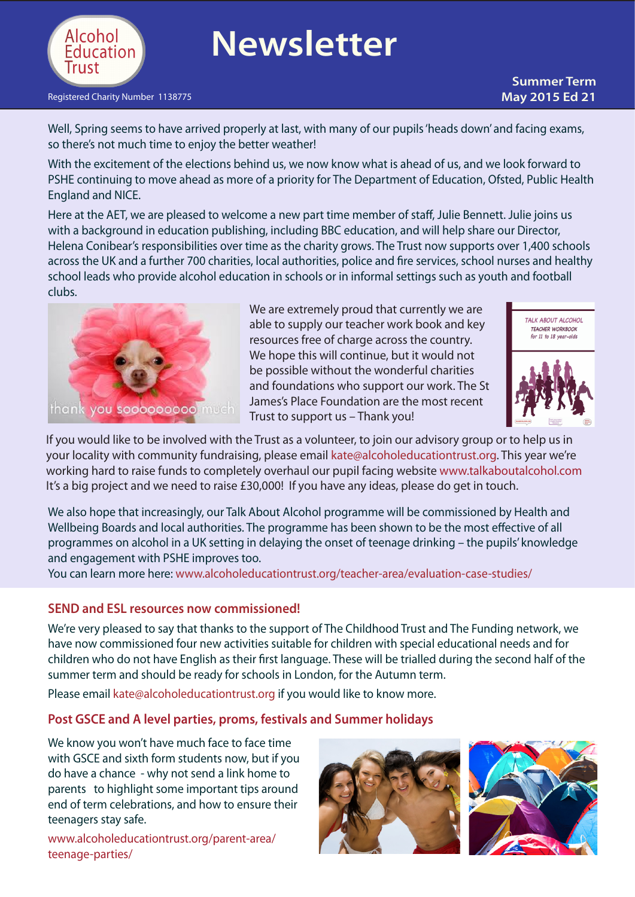Alcohol Education Trust

# Newsletter

Registered Charity Number 1138775

**Summer Term**
**May 2015 Ed 21**

Well, Spring seems to have arrived properly at last, with many of our pupils 'heads down' and facing exams, so there's not much time to enjoy the better weather!

With the excitement of the elections behind us, we now know what is ahead of us, and we look forward to PSHE continuing to move ahead as more of a priority for The Department of Education, Ofsted, Public Health England and NICE.

Here at the AET, we are pleased to welcome a new part time member of staff, Julie Bennett. Julie joins us with a background in education publishing, including BBC education, and will help share our Director, Helena Conibear's responsibilities over time as the charity grows. The Trust now supports over 1,400 schools across the UK and a further 700 charities, local authorities, police and fire services, school nurses and healthy school leads who provide alcohol education in schools or in informal settings such as youth and football clubs.

thank you soooooooooo much

We are extremely proud that currently we are able to supply our teacher work book and key resources free of charge across the country. We hope this will continue, but it would not be possible without the wonderful charities and foundations who support our work. The St James's Place Foundation are the most recent Trust to support us – Thank you!

TALK ABOUT ALCOHOL TEACHER WORKBOOK for 11 to 18 year-olds

If you would like to be involved with the Trust as a volunteer, to join our advisory group or to help us in your locality with community fundraising, please email kate@alcoholeducationtrust.org. This year we're working hard to raise funds to completely overhaul our pupil facing website www.talkaboutalcohol.com It's a big project and we need to raise £30,000! If you have any ideas, please do get in touch.

We also hope that increasingly, our Talk About Alcohol programme will be commissioned by Health and Wellbeing Boards and local authorities. The programme has been shown to be the most effective of all programmes on alcohol in a UK setting in delaying the onset of teenage drinking – the pupils' knowledge and engagement with PSHE improves too.
You can learn more here: www.alcoholeducationtrust.org/teacher-area/evaluation-case-studies/

## SEND and ESL resources now commissioned!

We're very pleased to say that thanks to the support of The Childhood Trust and The Funding network, we have now commissioned four new activities suitable for children with special educational needs and for children who do not have English as their first language. These will be trialled during the second half of the summer term and should be ready for schools in London, for the Autumn term.

Please email kate@alcoholeducationtrust.org if you would like to know more.

## Post GSCE and A level parties, proms, festivals and Summer holidays

We know you won't have much face to face time with GSCE and sixth form students now, but if you do have a chance - why not send a link home to parents to highlight some important tips around end of term celebrations, and how to ensure their teenagers stay safe.

www.alcoholeducationtrust.org/parent-area/teenage-parties/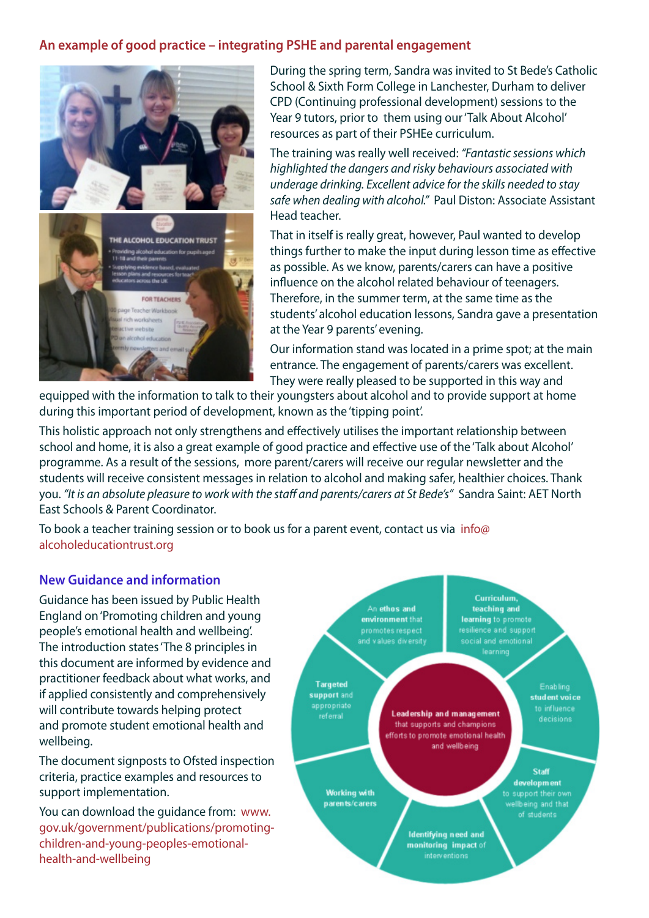## An example of good practice – integrating PSHE and parental engagement

During the spring term, Sandra was invited to St Bede's Catholic School & Sixth Form College in Lanchester, Durham to deliver CPD (Continuing professional development) sessions to the Year 9 tutors, prior to them using our 'Talk About Alcohol' resources as part of their PSHEe curriculum.

The training was really well received: *"Fantastic sessions which highlighted the dangers and risky behaviours associated with underage drinking. Excellent advice for the skills needed to stay safe when dealing with alcohol."* Paul Diston: Associate Assistant Head teacher.

That in itself is really great, however, Paul wanted to develop things further to make the input during lesson time as effective as possible. As we know, parents/carers can have a positive influence on the alcohol related behaviour of teenagers. Therefore, in the summer term, at the same time as the students' alcohol education lessons, Sandra gave a presentation at the Year 9 parents' evening.

Our information stand was located in a prime spot; at the main entrance. The engagement of parents/carers was excellent. They were really pleased to be supported in this way and equipped with the information to talk to their youngsters about alcohol and to provide support at home during this important period of development, known as the 'tipping point'.

This holistic approach not only strengthens and effectively utilises the important relationship between school and home, it is also a great example of good practice and effective use of the 'Talk about Alcohol' programme. As a result of the sessions, more parent/carers will receive our regular newsletter and the students will receive consistent messages in relation to alcohol and making safer, healthier choices. Thank you. *"It is an absolute pleasure to work with the staff and parents/carers at St Bede's"* Sandra Saint: AET North East Schools & Parent Coordinator.

To book a teacher training session or to book us for a parent event, contact us via info@alcoholeducationtrust.org

## New Guidance and information

Guidance has been issued by Public Health England on 'Promoting children and young people's emotional health and wellbeing'. The introduction states 'The 8 principles in this document are informed by evidence and practitioner feedback about what works, and if applied consistently and comprehensively will contribute towards helping protect and promote student emotional health and wellbeing.

The document signposts to Ofsted inspection criteria, practice examples and resources to support implementation.

You can download the guidance from: www.gov.uk/government/publications/promoting-children-and-young-peoples-emotional-health-and-wellbeing

- **Leadership and management** that supports and champions efforts to promote emotional health and wellbeing
- **Curriculum, teaching and learning** to promote resilience and support social and emotional learning
- Enabling **student voice** to influence decisions
- **Staff development** to support their own wellbeing and that of students
- **Identifying need and monitoring impact** of interventions
- **Working with parents/carers**
- **Targeted support** and appropriate referral
- An **ethos and environment** that promotes respect and values diversity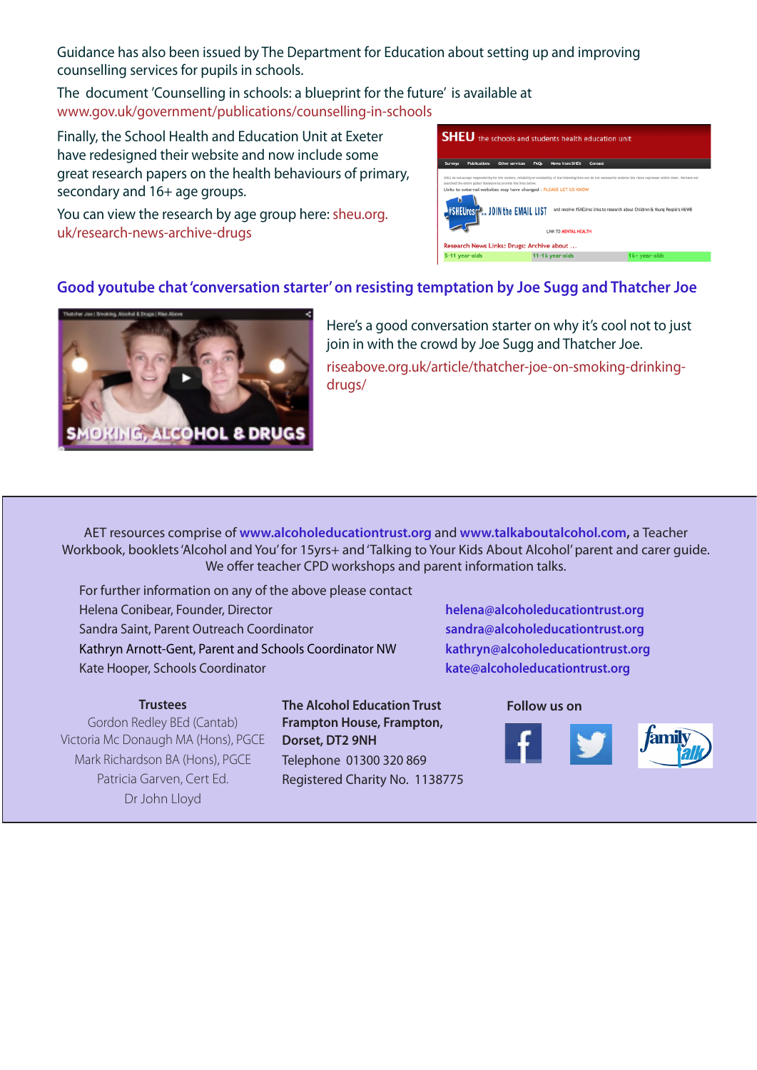Guidance has also been issued by The Department for Education about setting up and improving counselling services for pupils in schools.

The document 'Counselling in schools: a blueprint for the future' is available at www.gov.uk/government/publications/counselling-in-schools

Finally, the School Health and Education Unit at Exeter have redesigned their website and now include some great research papers on the health behaviours of primary, secondary and 16+ age groups.

You can view the research by age group here: sheu.org.uk/research-news-archive-drugs

## Good youtube chat 'conversation starter' on resisting temptation by Joe Sugg and Thatcher Joe

Here's a good conversation starter on why it's cool not to just join in with the crowd by Joe Sugg and Thatcher Joe.

riseabove.org.uk/article/thatcher-joe-on-smoking-drinking-drugs/

AET resources comprise of **www.alcoholeducationtrust.org** and **www.talkaboutalcohol.com**, a Teacher Workbook, booklets 'Alcohol and You' for 15yrs+ and 'Talking to Your Kids About Alcohol' parent and carer guide. We offer teacher CPD workshops and parent information talks.

For further information on any of the above please contact

| | |
|---|---|
| Helena Conibear, Founder, Director | **helena@alcoholeducationtrust.org** |
| Sandra Saint, Parent Outreach Coordinator | **sandra@alcoholeducationtrust.org** |
| Kathryn Arnott-Gent, Parent and Schools Coordinator NW | **kathryn@alcoholeducationtrust.org** |
| Kate Hooper, Schools Coordinator | **kate@alcoholeducationtrust.org** |

**Trustees**

Gordon Redley BEd (Cantab)
Victoria Mc Donagh MA (Hons), PGCE
Mark Richardson BA (Hons), PGCE
Patricia Garven, Cert Ed.
Dr John Lloyd

**The Alcohol Education Trust**
**Frampton House, Frampton,**
**Dorset, DT2 9NH**
Telephone 01300 320 869
Registered Charity No. 1138775

**Follow us on**